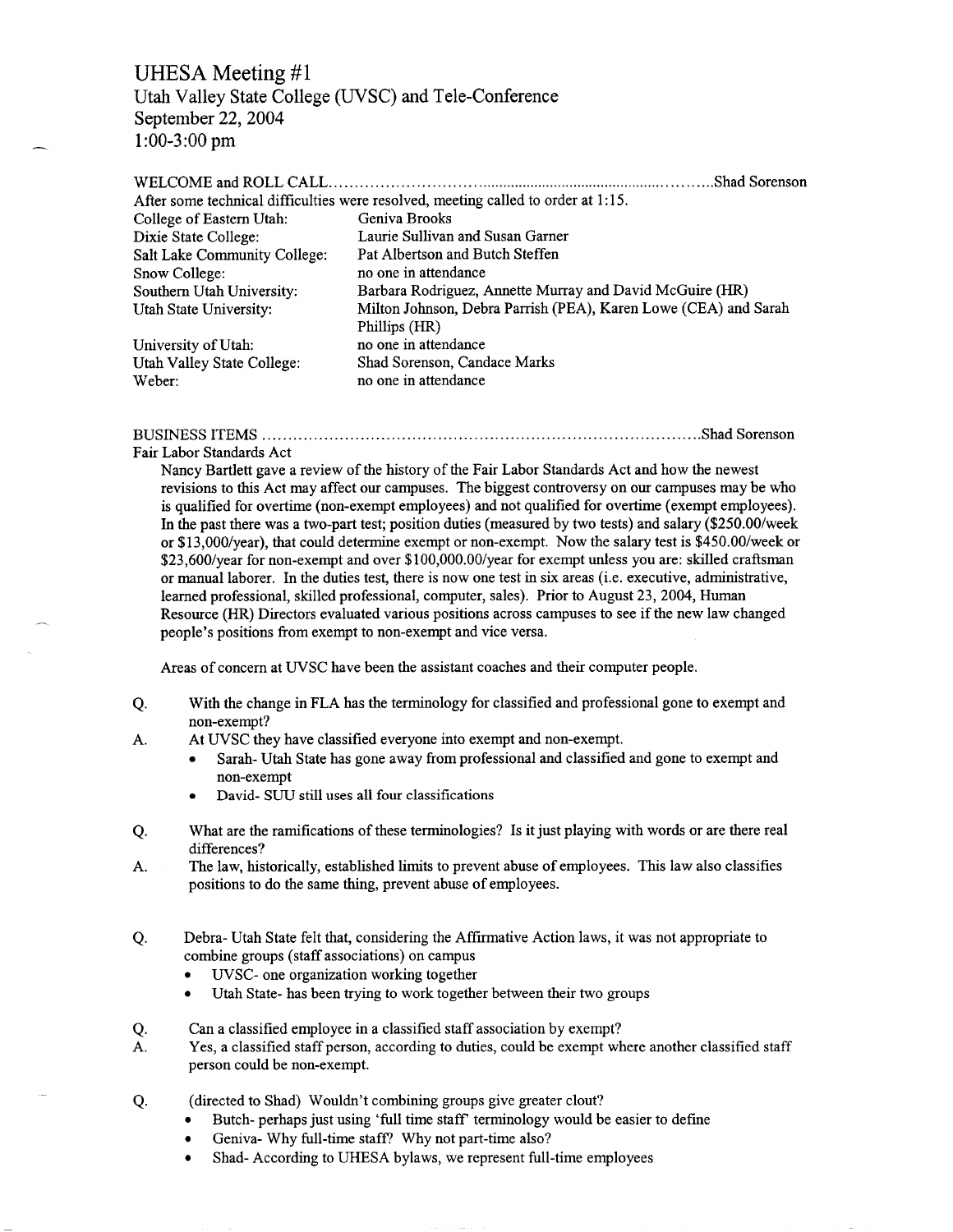# UHESA Meeting #1

Utah Valley State College (UVSC) and Tele-Conference
September 22, 2004
1:00-3:00 pm

**WELCOME and ROLL CALL** ............................................................................. Shad Sorenson

After some technical difficulties were resolved, meeting called to order at 1:15.

| | |
|---|---|
| College of Eastern Utah: | Geniva Brooks |
| Dixie State College: | Laurie Sullivan and Susan Garner |
| Salt Lake Community College: | Pat Albertson and Butch Steffen |
| Snow College: | no one in attendance |
| Southern Utah University: | Barbara Rodriguez, Annette Murray and David McGuire (HR) |
| Utah State University: | Milton Johnson, Debra Parrish (PEA), Karen Lowe (CEA) and Sarah Phillips (HR) |
| University of Utah: | no one in attendance |
| Utah Valley State College: | Shad Sorenson, Candace Marks |
| Weber: | no one in attendance |

**BUSINESS ITEMS** ............................................................................. Shad Sorenson

Fair Labor Standards Act

Nancy Bartlett gave a review of the history of the Fair Labor Standards Act and how the newest revisions to this Act may affect our campuses. The biggest controversy on our campuses may be who is qualified for overtime (non-exempt employees) and not qualified for overtime (exempt employees). In the past there was a two-part test; position duties (measured by two tests) and salary ($250.00/week or $13,000/year), that could determine exempt or non-exempt. Now the salary test is $450.00/week or $23,600/year for non-exempt and over $100,000.00/year for exempt unless you are: skilled craftsman or manual laborer. In the duties test, there is now one test in six areas (i.e. executive, administrative, learned professional, skilled professional, computer, sales). Prior to August 23, 2004, Human Resource (HR) Directors evaluated various positions across campuses to see if the new law changed people's positions from exempt to non-exempt and vice versa.

Areas of concern at UVSC have been the assistant coaches and their computer people.

Q. With the change in FLA has the terminology for classified and professional gone to exempt and non-exempt?

A. At UVSC they have classified everyone into exempt and non-exempt.
- Sarah- Utah State has gone away from professional and classified and gone to exempt and non-exempt
- David- SUU still uses all four classifications

Q. What are the ramifications of these terminologies? Is it just playing with words or are there real differences?

A. The law, historically, established limits to prevent abuse of employees. This law also classifies positions to do the same thing, prevent abuse of employees.

Q. Debra- Utah State felt that, considering the Affirmative Action laws, it was not appropriate to combine groups (staff associations) on campus
- UVSC- one organization working together
- Utah State- has been trying to work together between their two groups

Q. Can a classified employee in a classified staff association by exempt?

A. Yes, a classified staff person, according to duties, could be exempt where another classified staff person could be non-exempt.

Q. (directed to Shad) Wouldn't combining groups give greater clout?
- Butch- perhaps just using 'full time staff' terminology would be easier to define
- Geniva- Why full-time staff? Why not part-time also?
- Shad- According to UHESA bylaws, we represent full-time employees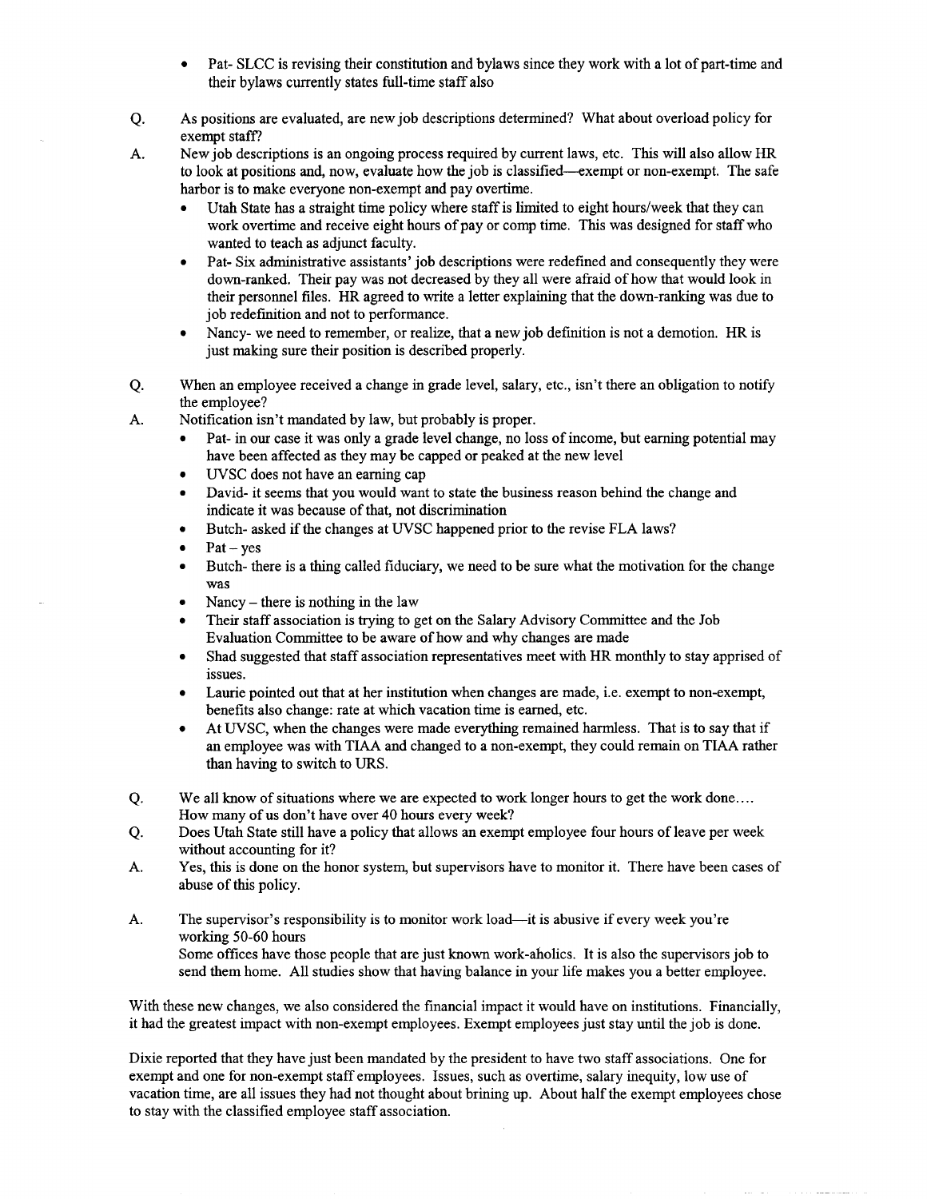- Pat- SLCC is revising their constitution and bylaws since they work with a lot of part-time and their bylaws currently states full-time staff also

Q. As positions are evaluated, are new job descriptions determined? What about overload policy for exempt staff?

A. New job descriptions is an ongoing process required by current laws, etc. This will also allow HR to look at positions and, now, evaluate how the job is classified—exempt or non-exempt. The safe harbor is to make everyone non-exempt and pay overtime.
   - Utah State has a straight time policy where staff is limited to eight hours/week that they can work overtime and receive eight hours of pay or comp time. This was designed for staff who wanted to teach as adjunct faculty.
   - Pat- Six administrative assistants' job descriptions were redefined and consequently they were down-ranked. Their pay was not decreased by they all were afraid of how that would look in their personnel files. HR agreed to write a letter explaining that the down-ranking was due to job redefinition and not to performance.
   - Nancy- we need to remember, or realize, that a new job definition is not a demotion. HR is just making sure their position is described properly.

Q. When an employee received a change in grade level, salary, etc., isn't there an obligation to notify the employee?

A. Notification isn't mandated by law, but probably is proper.
   - Pat- in our case it was only a grade level change, no loss of income, but earning potential may have been affected as they may be capped or peaked at the new level
   - UVSC does not have an earning cap
   - David- it seems that you would want to state the business reason behind the change and indicate it was because of that, not discrimination
   - Butch- asked if the changes at UVSC happened prior to the revise FLA laws?
   - Pat – yes
   - Butch- there is a thing called fiduciary, we need to be sure what the motivation for the change was
   - Nancy – there is nothing in the law
   - Their staff association is trying to get on the Salary Advisory Committee and the Job Evaluation Committee to be aware of how and why changes are made
   - Shad suggested that staff association representatives meet with HR monthly to stay apprised of issues.
   - Laurie pointed out that at her institution when changes are made, i.e. exempt to non-exempt, benefits also change: rate at which vacation time is earned, etc.
   - At UVSC, when the changes were made everything remained harmless. That is to say that if an employee was with TIAA and changed to a non-exempt, they could remain on TIAA rather than having to switch to URS.

Q. We all know of situations where we are expected to work longer hours to get the work done.... How many of us don't have over 40 hours every week?

Q. Does Utah State still have a policy that allows an exempt employee four hours of leave per week without accounting for it?

A. Yes, this is done on the honor system, but supervisors have to monitor it. There have been cases of abuse of this policy.

A. The supervisor's responsibility is to monitor work load—it is abusive if every week you're working 50-60 hours
   Some offices have those people that are just known work-aholics. It is also the supervisors job to send them home. All studies show that having balance in your life makes you a better employee.

With these new changes, we also considered the financial impact it would have on institutions. Financially, it had the greatest impact with non-exempt employees. Exempt employees just stay until the job is done.

Dixie reported that they have just been mandated by the president to have two staff associations. One for exempt and one for non-exempt staff employees. Issues, such as overtime, salary inequity, low use of vacation time, are all issues they had not thought about brining up. About half the exempt employees chose to stay with the classified employee staff association.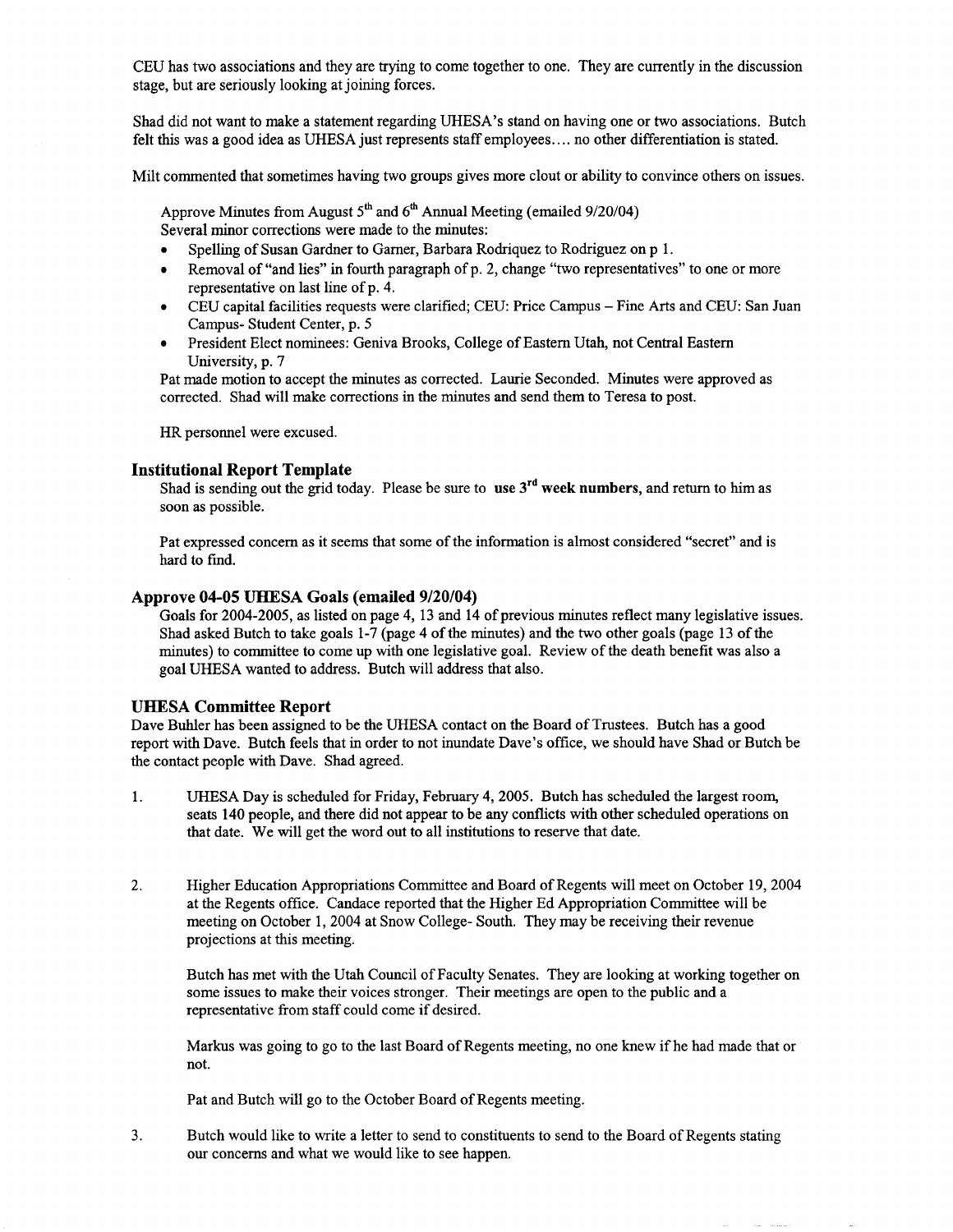CEU has two associations and they are trying to come together to one. They are currently in the discussion stage, but are seriously looking at joining forces.

Shad did not want to make a statement regarding UHESA's stand on having one or two associations. Butch felt this was a good idea as UHESA just represents staff employees.... no other differentiation is stated.

Milt commented that sometimes having two groups gives more clout or ability to convince others on issues.

Approve Minutes from August 5th and 6th Annual Meeting (emailed 9/20/04)
Several minor corrections were made to the minutes:

- Spelling of Susan Gardner to Garner, Barbara Rodriquez to Rodriguez on p 1.
- Removal of "and lies" in fourth paragraph of p. 2, change "two representatives" to one or more representative on last line of p. 4.
- CEU capital facilities requests were clarified; CEU: Price Campus – Fine Arts and CEU: San Juan Campus- Student Center, p. 5
- President Elect nominees: Geniva Brooks, College of Eastern Utah, not Central Eastern University, p. 7

Pat made motion to accept the minutes as corrected. Laurie Seconded. Minutes were approved as corrected. Shad will make corrections in the minutes and send them to Teresa to post.

HR personnel were excused.

### Institutional Report Template

Shad is sending out the grid today. Please be sure to **use 3rd week numbers**, and return to him as soon as possible.

Pat expressed concern as it seems that some of the information is almost considered "secret" and is hard to find.

### Approve 04-05 UHESA Goals (emailed 9/20/04)

Goals for 2004-2005, as listed on page 4, 13 and 14 of previous minutes reflect many legislative issues. Shad asked Butch to take goals 1-7 (page 4 of the minutes) and the two other goals (page 13 of the minutes) to committee to come up with one legislative goal. Review of the death benefit was also a goal UHESA wanted to address. Butch will address that also.

### UHESA Committee Report

Dave Buhler has been assigned to be the UHESA contact on the Board of Trustees. Butch has a good report with Dave. Butch feels that in order to not inundate Dave's office, we should have Shad or Butch be the contact people with Dave. Shad agreed.

1. UHESA Day is scheduled for Friday, February 4, 2005. Butch has scheduled the largest room, seats 140 people, and there did not appear to be any conflicts with other scheduled operations on that date. We will get the word out to all institutions to reserve that date.

2. Higher Education Appropriations Committee and Board of Regents will meet on October 19, 2004 at the Regents office. Candace reported that the Higher Ed Appropriation Committee will be meeting on October 1, 2004 at Snow College- South. They may be receiving their revenue projections at this meeting.

   Butch has met with the Utah Council of Faculty Senates. They are looking at working together on some issues to make their voices stronger. Their meetings are open to the public and a representative from staff could come if desired.

   Markus was going to go to the last Board of Regents meeting, no one knew if he had made that or not.

   Pat and Butch will go to the October Board of Regents meeting.

3. Butch would like to write a letter to send to constituents to send to the Board of Regents stating our concerns and what we would like to see happen.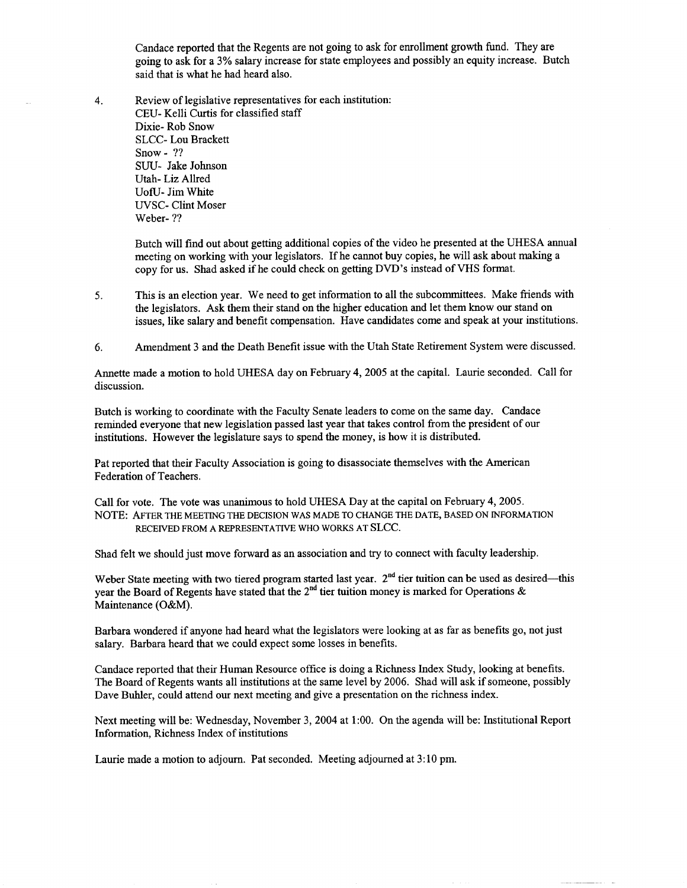Candace reported that the Regents are not going to ask for enrollment growth fund. They are going to ask for a 3% salary increase for state employees and possibly an equity increase. Butch said that is what he had heard also.

4. Review of legislative representatives for each institution:
   CEU- Kelli Curtis for classified staff
   Dixie- Rob Snow
   SLCC- Lou Brackett
   Snow - ??
   SUU- Jake Johnson
   Utah- Liz Allred
   UofU- Jim White
   UVSC- Clint Moser
   Weber- ??

   Butch will find out about getting additional copies of the video he presented at the UHESA annual meeting on working with your legislators. If he cannot buy copies, he will ask about making a copy for us. Shad asked if he could check on getting DVD's instead of VHS format.

5. This is an election year. We need to get information to all the subcommittees. Make friends with the legislators. Ask them their stand on the higher education and let them know our stand on issues, like salary and benefit compensation. Have candidates come and speak at your institutions.

6. Amendment 3 and the Death Benefit issue with the Utah State Retirement System were discussed.

Annette made a motion to hold UHESA day on February 4, 2005 at the capital. Laurie seconded. Call for discussion.

Butch is working to coordinate with the Faculty Senate leaders to come on the same day. Candace reminded everyone that new legislation passed last year that takes control from the president of our institutions. However the legislature says to spend the money, is how it is distributed.

Pat reported that their Faculty Association is going to disassociate themselves with the American Federation of Teachers.

Call for vote. The vote was unanimous to hold UHESA Day at the capital on February 4, 2005.
NOTE: AFTER THE MEETING THE DECISION WAS MADE TO CHANGE THE DATE, BASED ON INFORMATION RECEIVED FROM A REPRESENTATIVE WHO WORKS AT SLCC.

Shad felt we should just move forward as an association and try to connect with faculty leadership.

Weber State meeting with two tiered program started last year. 2nd tier tuition can be used as desired—this year the Board of Regents have stated that the 2nd tier tuition money is marked for Operations & Maintenance (O&M).

Barbara wondered if anyone had heard what the legislators were looking at as far as benefits go, not just salary. Barbara heard that we could expect some losses in benefits.

Candace reported that their Human Resource office is doing a Richness Index Study, looking at benefits. The Board of Regents wants all institutions at the same level by 2006. Shad will ask if someone, possibly Dave Buhler, could attend our next meeting and give a presentation on the richness index.

Next meeting will be: Wednesday, November 3, 2004 at 1:00. On the agenda will be: Institutional Report Information, Richness Index of institutions

Laurie made a motion to adjourn. Pat seconded. Meeting adjourned at 3:10 pm.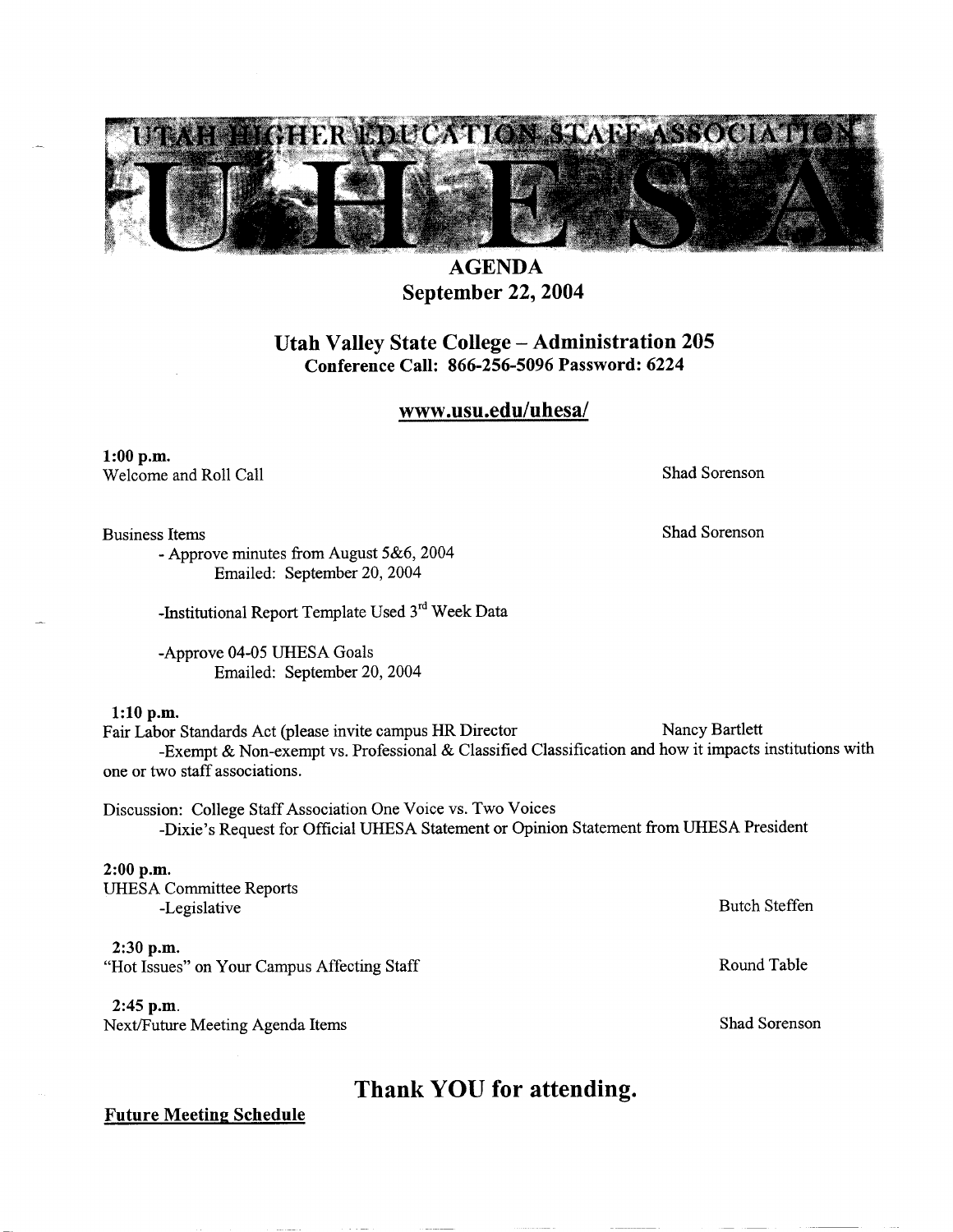UTAH HIGHER EDUCATION STAFF ASSOCIATION

# UHESA

## AGENDA
## September 22, 2004

### Utah Valley State College – Administration 205
**Conference Call: 866-256-5096 Password: 6224**

**www.usu.edu/uhesa/**

**1:00 p.m.**
Welcome and Roll Call — Shad Sorenson

Business Items — Shad Sorenson
- Approve minutes from August 5&6, 2004
  Emailed: September 20, 2004

-Institutional Report Template Used 3rd Week Data

-Approve 04-05 UHESA Goals
  Emailed: September 20, 2004

**1:10 p.m.**
Fair Labor Standards Act (please invite campus HR Director — Nancy Bartlett
-Exempt & Non-exempt vs. Professional & Classified Classification and how it impacts institutions with one or two staff associations.

Discussion: College Staff Association One Voice vs. Two Voices
-Dixie's Request for Official UHESA Statement or Opinion Statement from UHESA President

**2:00 p.m.**
UHESA Committee Reports
-Legislative — Butch Steffen

**2:30 p.m.**
"Hot Issues" on Your Campus Affecting Staff — Round Table

**2:45 p.m.**
Next/Future Meeting Agenda Items — Shad Sorenson

## Thank YOU for attending.

**Future Meeting Schedule**